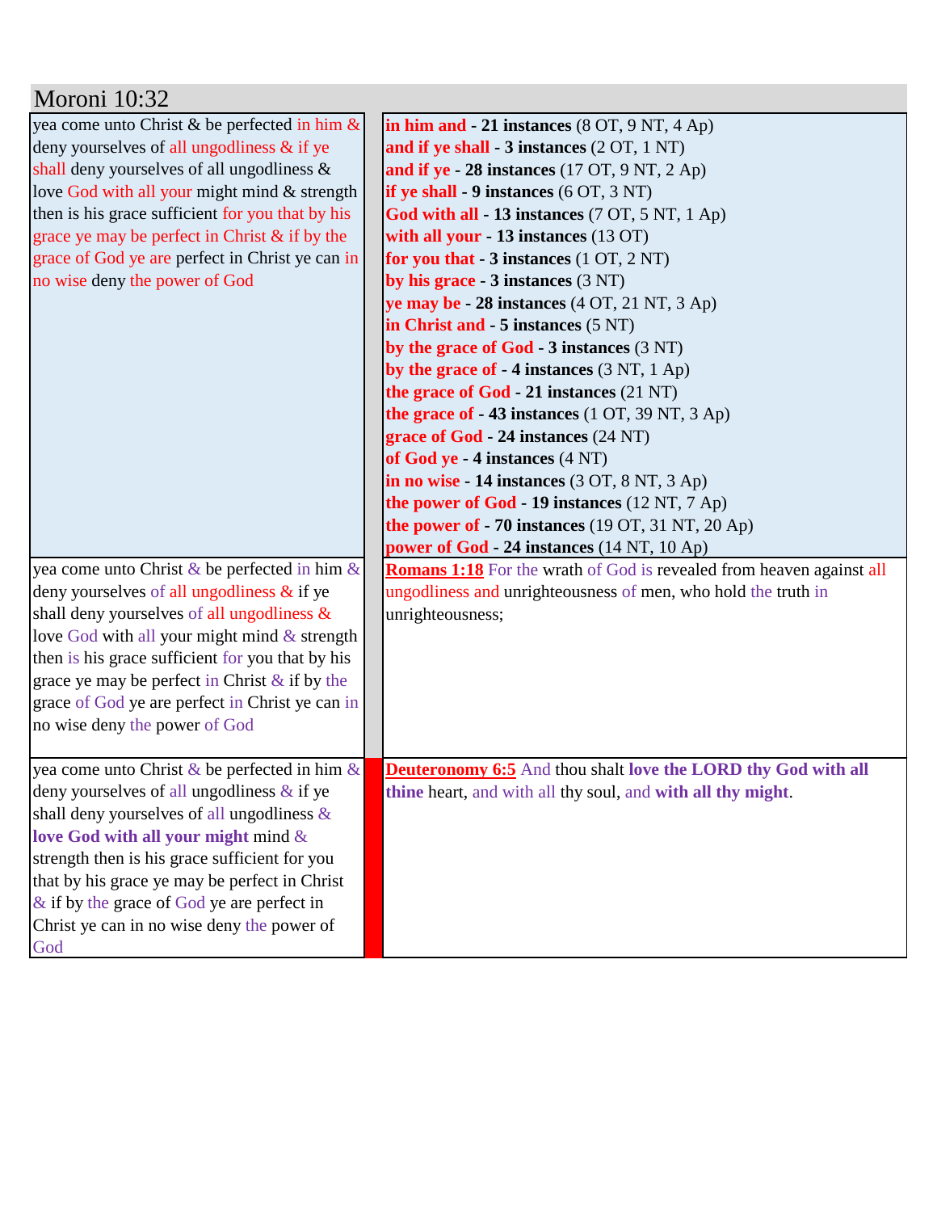## Moroni 10:32

| | |
|---|---|
| yea come unto Christ & be perfected in him & deny yourselves of all ungodliness & if ye shall deny yourselves of all ungodliness & love God with all your might mind & strength then is his grace sufficient for you that by his grace ye may be perfect in Christ & if by the grace of God ye are perfect in Christ ye can in no wise deny the power of God | **in him and** - **21 instances** (8 OT, 9 NT, 4 Ap)<br>**and if ye shall** - **3 instances** (2 OT, 1 NT)<br>**and if ye** - **28 instances** (17 OT, 9 NT, 2 Ap)<br>**if ye shall** - **9 instances** (6 OT, 3 NT)<br>**God with all** - **13 instances** (7 OT, 5 NT, 1 Ap)<br>**with all your** - **13 instances** (13 OT)<br>**for you that** - **3 instances** (1 OT, 2 NT)<br>**by his grace** - **3 instances** (3 NT)<br>**ye may be** - **28 instances** (4 OT, 21 NT, 3 Ap)<br>**in Christ and** - **5 instances** (5 NT)<br>**by the grace of God** - **3 instances** (3 NT)<br>**by the grace of** - **4 instances** (3 NT, 1 Ap)<br>**the grace of God** - **21 instances** (21 NT)<br>**the grace of** - **43 instances** (1 OT, 39 NT, 3 Ap)<br>**grace of God** - **24 instances** (24 NT)<br>**of God ye** - **4 instances** (4 NT)<br>**in no wise** - **14 instances** (3 OT, 8 NT, 3 Ap)<br>**the power of God** - **19 instances** (12 NT, 7 Ap)<br>**the power of** - **70 instances** (19 OT, 31 NT, 20 Ap)<br>**power of God** - **24 instances** (14 NT, 10 Ap) |
| yea come unto Christ & be perfected in him & deny yourselves of all ungodliness & if ye shall deny yourselves of all ungodliness & love God with all your might mind & strength then is his grace sufficient for you that by his grace ye may be perfect in Christ & if by the grace of God ye are perfect in Christ ye can in no wise deny the power of God | **Romans 1:18** For the wrath of God is revealed from heaven against all ungodliness and unrighteousness of men, who hold the truth in unrighteousness; |
| yea come unto Christ & be perfected in him & deny yourselves of all ungodliness & if ye shall deny yourselves of all ungodliness & **love God with all your might** mind & strength then is his grace sufficient for you that by his grace ye may be perfect in Christ & if by the grace of God ye are perfect in Christ ye can in no wise deny the power of God | **Deuteronomy 6:5** And thou shalt **love the LORD thy God with all thine** heart, and with all thy soul, and **with all thy might**. |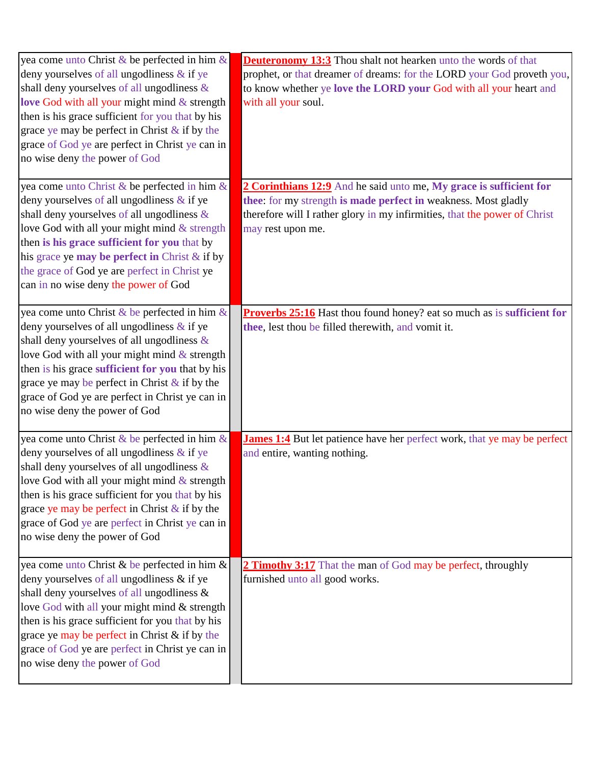| | | |
|---|---|---|
| yea come unto Christ & be perfected in him & deny yourselves of all ungodliness & if ye shall deny yourselves of all ungodliness & **love** God with all your might mind & strength then is his grace sufficient for you that by his grace ye may be perfect in Christ & if by the grace of God ye are perfect in Christ ye can in no wise deny the power of God | | **Deuteronomy 13:3** Thou shalt not hearken unto the words of that prophet, or that dreamer of dreams: for the LORD your God proveth you, to know whether ye **love the LORD your** God with all your heart and with all your soul. |
| yea come unto Christ & be perfected in him & deny yourselves of all ungodliness & if ye shall deny yourselves of all ungodliness & love God with all your might mind & strength then **is his grace sufficient for you** that by his grace ye **may be perfect in** Christ & if by the grace of God ye are perfect in Christ ye can in no wise deny the power of God | | **2 Corinthians 12:9** And he said unto me, **My grace is sufficient for thee**: for my strength **is made perfect in** weakness. Most gladly therefore will I rather glory in my infirmities, that the power of Christ may rest upon me. |
| yea come unto Christ & be perfected in him & deny yourselves of all ungodliness & if ye shall deny yourselves of all ungodliness & love God with all your might mind & strength then is his grace **sufficient for you** that by his grace ye may be perfect in Christ & if by the grace of God ye are perfect in Christ ye can in no wise deny the power of God | | **Proverbs 25:16** Hast thou found honey? eat so much as is **sufficient for thee**, lest thou be filled therewith, and vomit it. |
| yea come unto Christ & be perfected in him & deny yourselves of all ungodliness & if ye shall deny yourselves of all ungodliness & love God with all your might mind & strength then is his grace sufficient for you that by his grace ye may be perfect in Christ & if by the grace of God ye are perfect in Christ ye can in no wise deny the power of God | | **James 1:4** But let patience have her perfect work, that ye may be perfect and entire, wanting nothing. |
| yea come unto Christ & be perfected in him & deny yourselves of all ungodliness & if ye shall deny yourselves of all ungodliness & love God with all your might mind & strength then is his grace sufficient for you that by his grace ye may be perfect in Christ & if by the grace of God ye are perfect in Christ ye can in no wise deny the power of God | | **2 Timothy 3:17** That the man of God may be perfect, throughly furnished unto all good works. |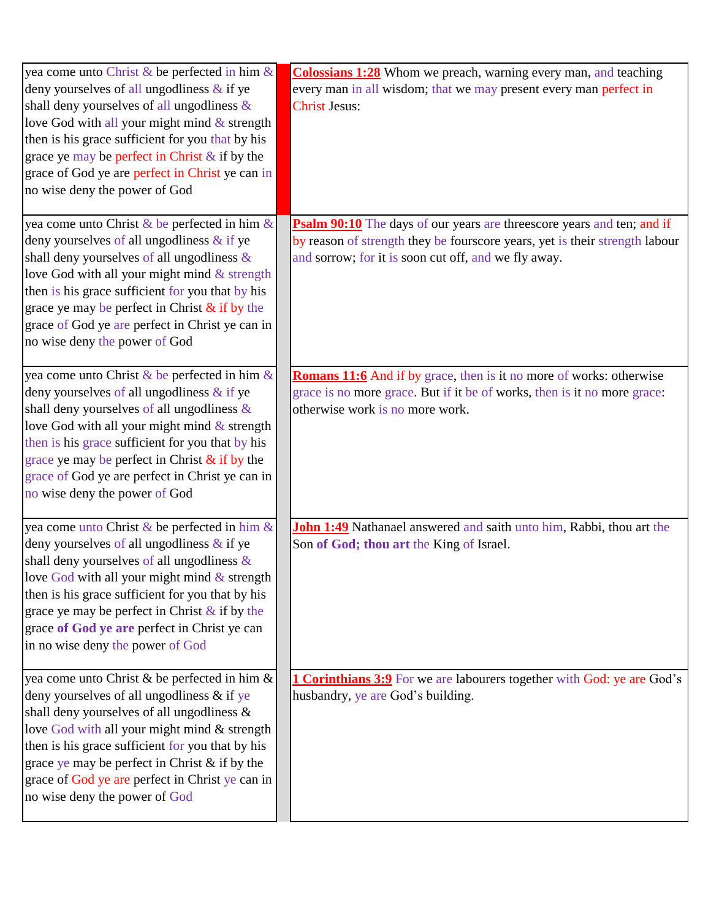| | | |
|---|---|---|
| yea come unto Christ & be perfected in him & deny yourselves of all ungodliness & if ye shall deny yourselves of all ungodliness & love God with all your might mind & strength then is his grace sufficient for you that by his grace ye may be perfect in Christ & if by the grace of God ye are perfect in Christ ye can in no wise deny the power of God | | **Colossians 1:28** Whom we preach, warning every man, and teaching every man in all wisdom; that we may present every man perfect in Christ Jesus: |
| yea come unto Christ & be perfected in him & deny yourselves of all ungodliness & if ye shall deny yourselves of all ungodliness & love God with all your might mind & strength then is his grace sufficient for you that by his grace ye may be perfect in Christ & if by the grace of God ye are perfect in Christ ye can in no wise deny the power of God | | **Psalm 90:10** The days of our years are threescore years and ten; and if by reason of strength they be fourscore years, yet is their strength labour and sorrow; for it is soon cut off, and we fly away. |
| yea come unto Christ & be perfected in him & deny yourselves of all ungodliness & if ye shall deny yourselves of all ungodliness & love God with all your might mind & strength then is his grace sufficient for you that by his grace ye may be perfect in Christ & if by the grace of God ye are perfect in Christ ye can in no wise deny the power of God | | **Romans 11:6** And if by grace, then is it no more of works: otherwise grace is no more grace. But if it be of works, then is it no more grace: otherwise work is no more work. |
| yea come unto Christ & be perfected in him & deny yourselves of all ungodliness & if ye shall deny yourselves of all ungodliness & love God with all your might mind & strength then is his grace sufficient for you that by his grace ye may be perfect in Christ & if by the grace **of God ye are** perfect in Christ ye can in no wise deny the power of God | | **John 1:49** Nathanael answered and saith unto him, Rabbi, thou art the Son **of God; thou art** the King of Israel. |
| yea come unto Christ & be perfected in him & deny yourselves of all ungodliness & if ye shall deny yourselves of all ungodliness & love God with all your might mind & strength then is his grace sufficient for you that by his grace ye may be perfect in Christ & if by the grace of God ye are perfect in Christ ye can in no wise deny the power of God | | **1 Corinthians 3:9** For we are labourers together with God: ye are God's husbandry, ye are God's building. |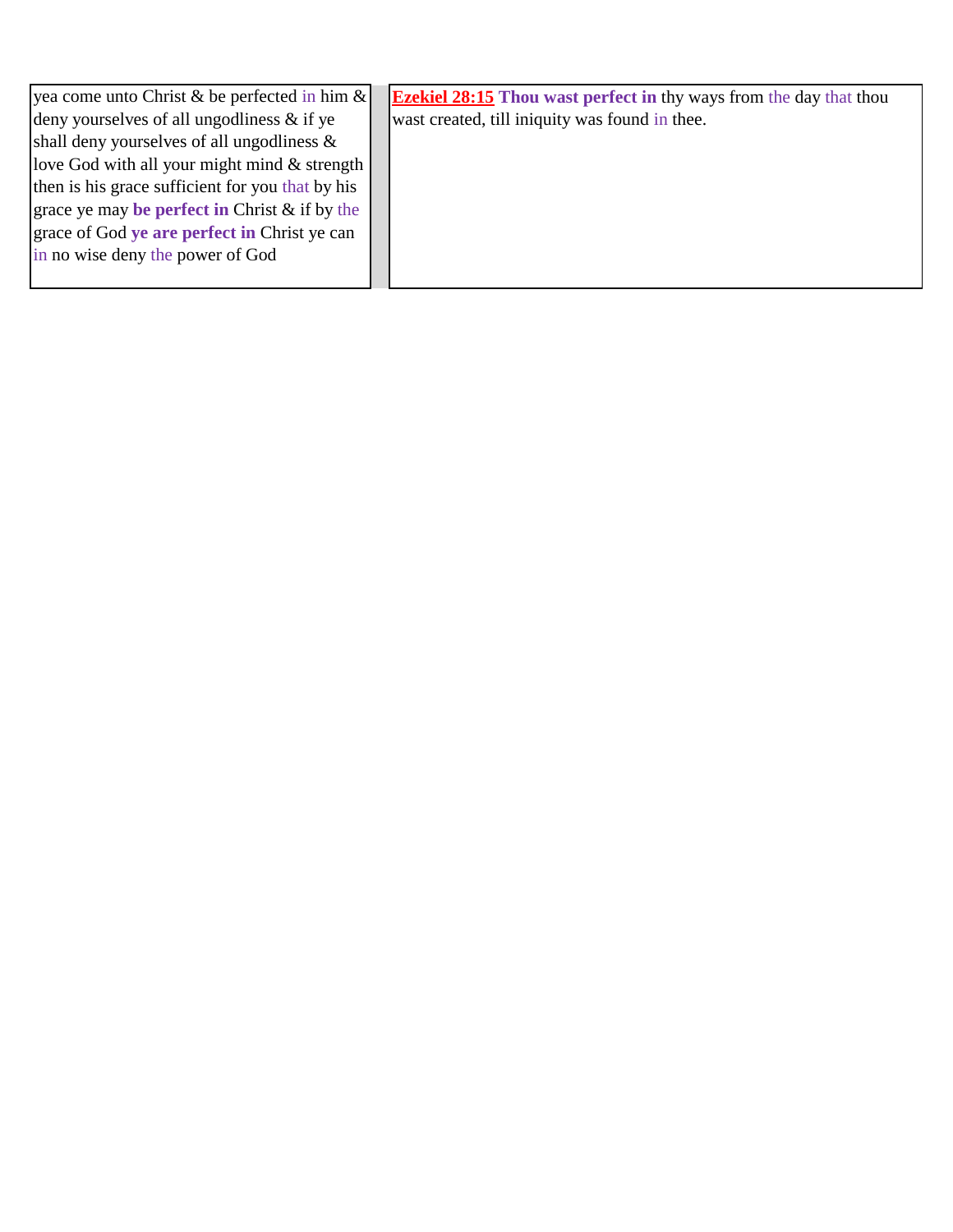| | |
|---|---|
| yea come unto Christ & be perfected in him & deny yourselves of all ungodliness & if ye shall deny yourselves of all ungodliness & love God with all your might mind & strength then is his grace sufficient for you that by his grace ye may **be perfect in** Christ & if by the grace of God **ye are perfect in** Christ ye can in no wise deny the power of God | **Ezekiel 28:15** **Thou wast perfect in** thy ways from the day that thou wast created, till iniquity was found in thee. |